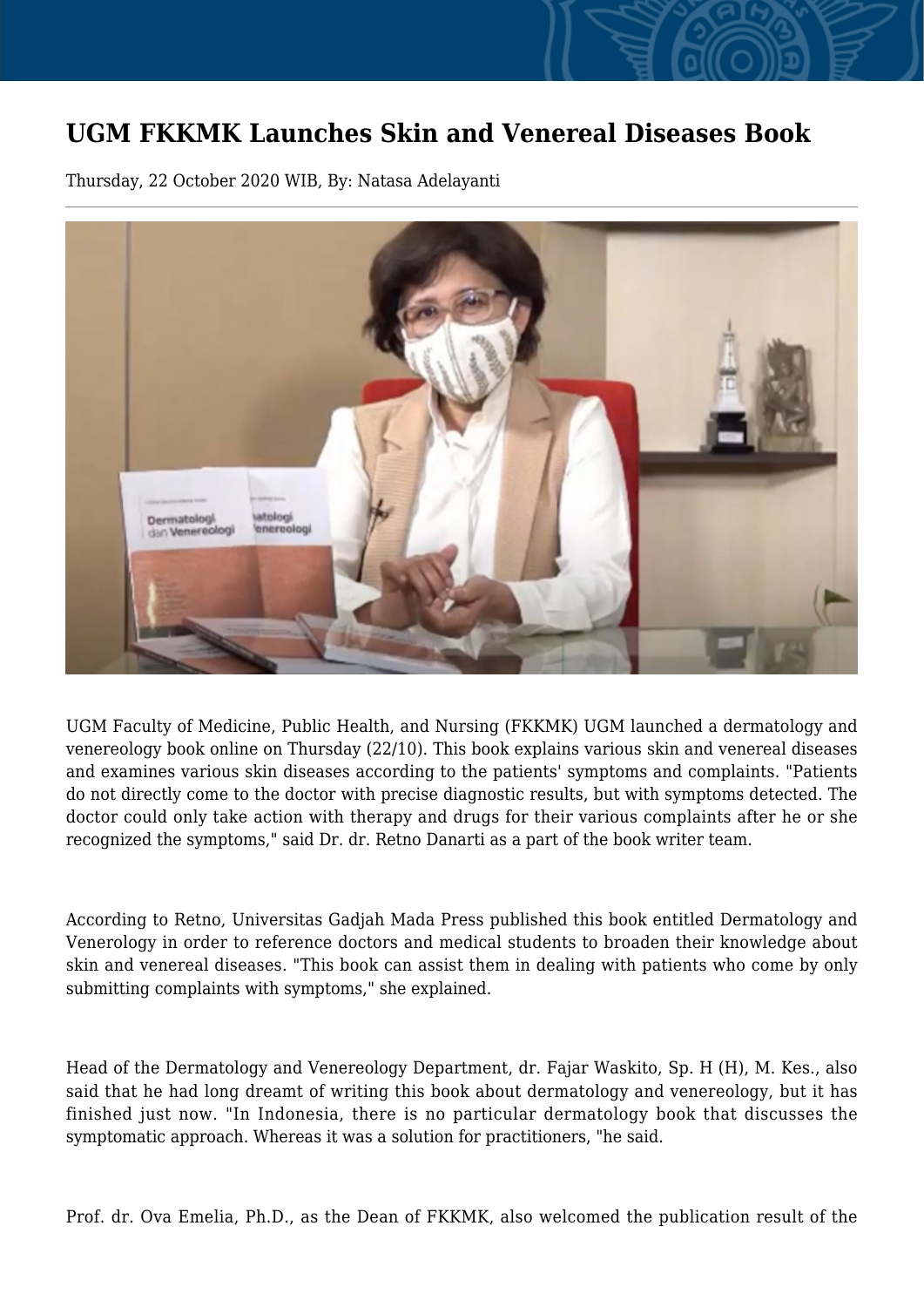# UGM FKKMK Launches Skin and Venereal Diseases Book

Thursday, 22 October 2020 WIB, By: Natasa Adelayanti

UGM Faculty of Medicine, Public Health, and Nursing (FKKMK) UGM launched a dermatology and venereology book online on Thursday (22/10). This book explains various skin and venereal diseases and examines various skin diseases according to the patients' symptoms and complaints. "Patients do not directly come to the doctor with precise diagnostic results, but with symptoms detected. The doctor could only take action with therapy and drugs for their various complaints after he or she recognized the symptoms," said Dr. dr. Retno Danarti as a part of the book writer team.

According to Retno, Universitas Gadjah Mada Press published this book entitled Dermatology and Venerology in order to reference doctors and medical students to broaden their knowledge about skin and venereal diseases. "This book can assist them in dealing with patients who come by only submitting complaints with symptoms," she explained.

Head of the Dermatology and Venereology Department, dr. Fajar Waskito, Sp. H (H), M. Kes., also said that he had long dreamt of writing this book about dermatology and venereology, but it has finished just now. "In Indonesia, there is no particular dermatology book that discusses the symptomatic approach. Whereas it was a solution for practitioners, "he said.

Prof. dr. Ova Emelia, Ph.D., as the Dean of FKKMK, also welcomed the publication result of the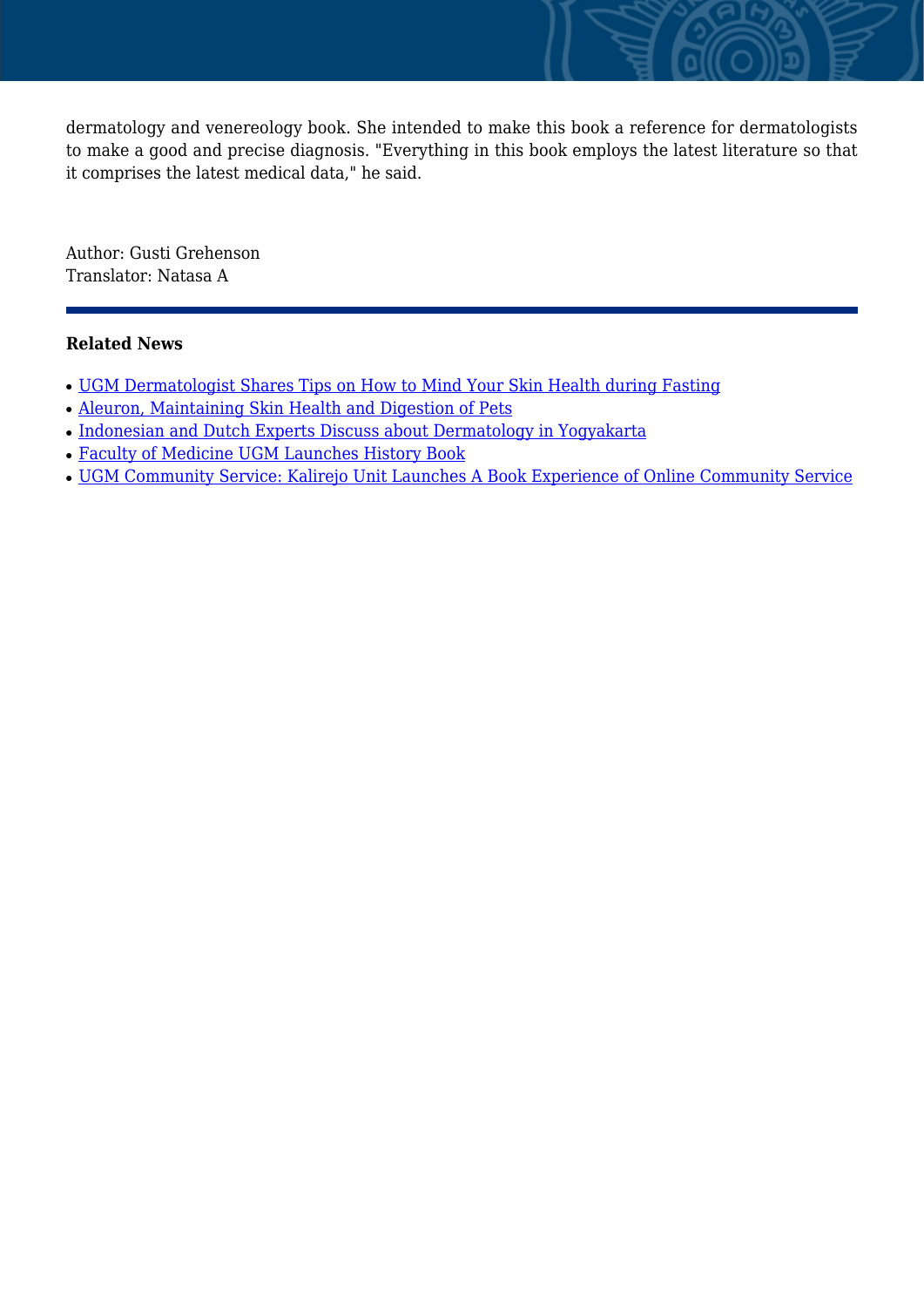dermatology and venereology book. She intended to make this book a reference for dermatologists to make a good and precise diagnosis. "Everything in this book employs the latest literature so that it comprises the latest medical data," he said.

Author: Gusti Grehenson
Translator: Natasa A

---

**Related News**

- UGM Dermatologist Shares Tips on How to Mind Your Skin Health during Fasting
- Aleuron, Maintaining Skin Health and Digestion of Pets
- Indonesian and Dutch Experts Discuss about Dermatology in Yogyakarta
- Faculty of Medicine UGM Launches History Book
- UGM Community Service: Kalirejo Unit Launches A Book Experience of Online Community Service